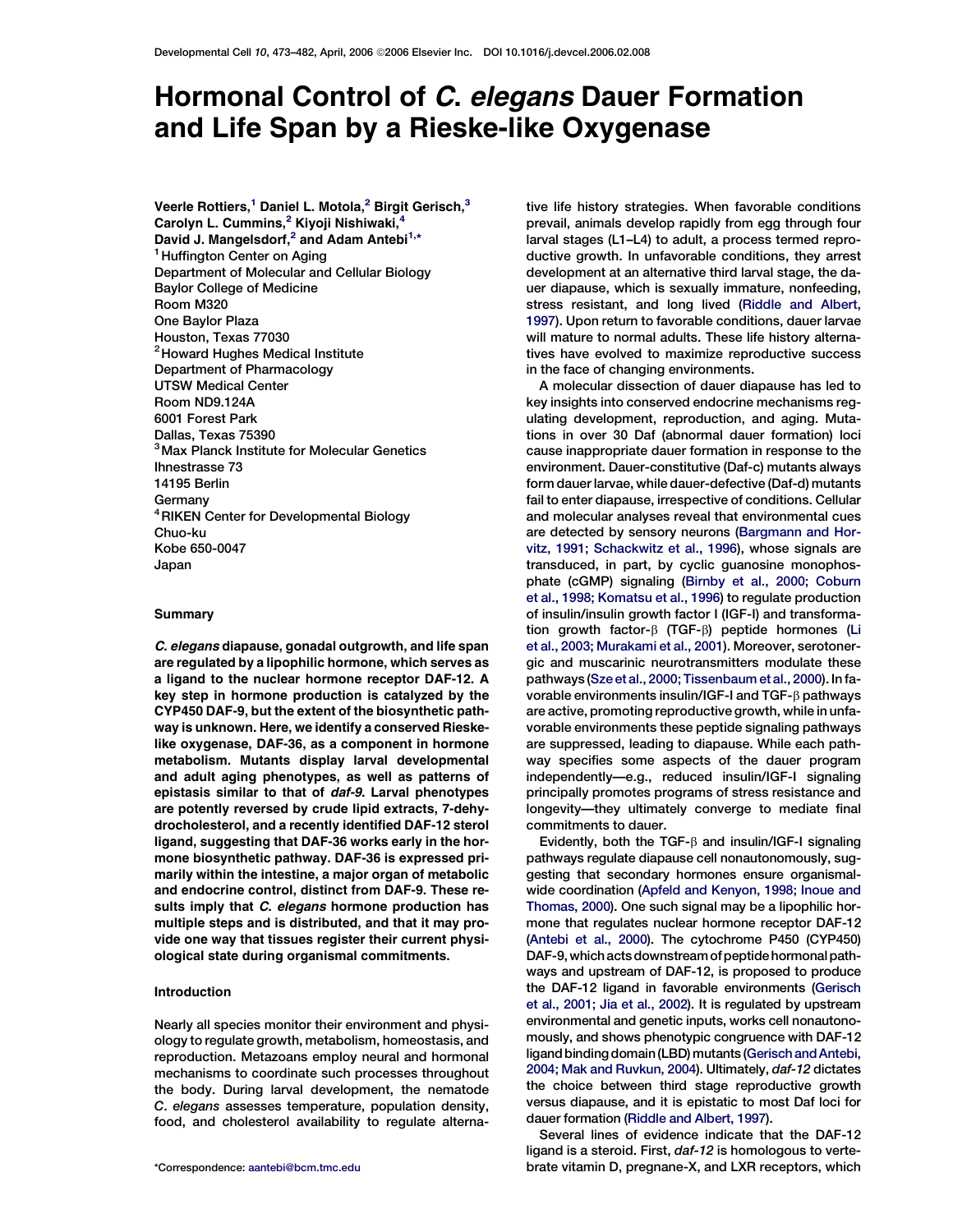# Hormonal Control of *C. elegans* Dauer Formation and Life Span by a Rieske-like Oxygenase

**Veerle Rottiers,[1] Daniel L. Motola,[2] Birgit Gerisch,[3] Carolyn L. Cummins,[2] Kiyoji Nishiwaki,[4] David J. Mangelsdorf,[2] and Adam Antebi[1,*]**

[1] Huffington Center on Aging
Department of Molecular and Cellular Biology
Baylor College of Medicine
Room M320
One Baylor Plaza
Houston, Texas 77030

[2] Howard Hughes Medical Institute
Department of Pharmacology
UTSW Medical Center
Room ND9.124A
6001 Forest Park
Dallas, Texas 75390

[3] Max Planck Institute for Molecular Genetics
Ihnestrasse 73
14195 Berlin
Germany

[4] RIKEN Center for Developmental Biology
Chuo-ku
Kobe 650-0047
Japan

## Summary

*C. elegans* diapause, gonadal outgrowth, and life span are regulated by a lipophilic hormone, which serves as a ligand to the nuclear hormone receptor DAF-12. A key step in hormone production is catalyzed by the CYP450 DAF-9, but the extent of the biosynthetic pathway is unknown. Here, we identify a conserved Rieske-like oxygenase, DAF-36, as a component in hormone metabolism. Mutants display larval developmental and adult aging phenotypes, as well as patterns of epistasis similar to that of *daf-9*. Larval phenotypes are potently reversed by crude lipid extracts, 7-dehydrocholesterol, and a recently identified DAF-12 sterol ligand, suggesting that DAF-36 works early in the hormone biosynthetic pathway. DAF-36 is expressed primarily within the intestine, a major organ of metabolic and endocrine control, distinct from DAF-9. These results imply that *C. elegans* hormone production has multiple steps and is distributed, and that it may provide one way that tissues register their current physiological state during organismal commitments.

## Introduction

Nearly all species monitor their environment and physiology to regulate growth, metabolism, homeostasis, and reproduction. Metazoans employ neural and hormonal mechanisms to coordinate such processes throughout the body. During larval development, the nematode *C. elegans* assesses temperature, population density, food, and cholesterol availability to regulate alternative life history strategies. When favorable conditions prevail, animals develop rapidly from egg through four larval stages (L1–L4) to adult, a process termed reproductive growth. In unfavorable conditions, they arrest development at an alternative third larval stage, the dauer diapause, which is sexually immature, nonfeeding, stress resistant, and long lived (Riddle and Albert, 1997). Upon return to favorable conditions, dauer larvae will mature to normal adults. These life history alternatives have evolved to maximize reproductive success in the face of changing environments.

A molecular dissection of dauer diapause has led to key insights into conserved endocrine mechanisms regulating development, reproduction, and aging. Mutations in over 30 Daf (abnormal dauer formation) loci cause inappropriate dauer formation in response to the environment. Dauer-constitutive (Daf-c) mutants always form dauer larvae, while dauer-defective (Daf-d) mutants fail to enter diapause, irrespective of conditions. Cellular and molecular analyses reveal that environmental cues are detected by sensory neurons (Bargmann and Horvitz, 1991; Schackwitz et al., 1996), whose signals are transduced, in part, by cyclic guanosine monophosphate (cGMP) signaling (Birnby et al., 2000; Coburn et al., 1998; Komatsu et al., 1996) to regulate production of insulin/insulin growth factor I (IGF-I) and transformation growth factor-β (TGF-β) peptide hormones (Li et al., 2003; Murakami et al., 2001). Moreover, serotonergic and muscarinic neurotransmitters modulate these pathways (Sze et al., 2000; Tissenbaum et al., 2000). In favorable environments insulin/IGF-I and TGF-β pathways are active, promoting reproductive growth, while in unfavorable environments these peptide signaling pathways are suppressed, leading to diapause. While each pathway specifies some aspects of the dauer program independently—e.g., reduced insulin/IGF-I signaling principally promotes programs of stress resistance and longevity—they ultimately converge to mediate final commitments to dauer.

Evidently, both the TGF-β and insulin/IGF-I signaling pathways regulate diapause cell nonautonomously, suggesting that secondary hormones ensure organismal-wide coordination (Apfeld and Kenyon, 1998; Inoue and Thomas, 2000). One such signal may be a lipophilic hormone that regulates nuclear hormone receptor DAF-12 (Antebi et al., 2000). The cytochrome P450 (CYP450) DAF-9, which acts downstream of peptide hormonal pathways and upstream of DAF-12, is proposed to produce the DAF-12 ligand in favorable environments (Gerisch et al., 2001; Jia et al., 2002). It is regulated by upstream environmental and genetic inputs, works cell nonautonomously, and shows phenotypic congruence with DAF-12 ligand binding domain (LBD) mutants (Gerisch and Antebi, 2004; Mak and Ruvkun, 2004). Ultimately, *daf-12* dictates the choice between third stage reproductive growth versus diapause, and it is epistatic to most Daf loci for dauer formation (Riddle and Albert, 1997).

Several lines of evidence indicate that the DAF-12 ligand is a steroid. First, *daf-12* is homologous to vertebrate vitamin D, pregnane-X, and LXR receptors, which

*Correspondence: aantebi@bcm.tmc.edu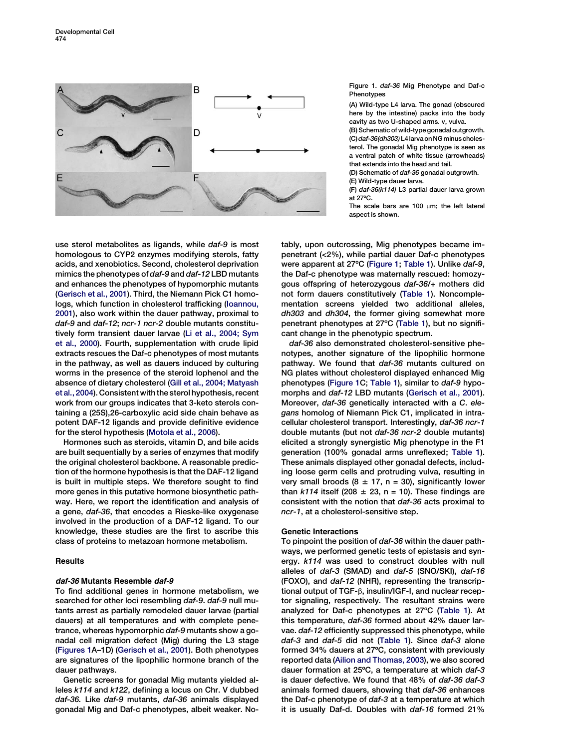Figure 1. *daf-36* Mig Phenotype and Daf-c Phenotypes

(A) Wild-type L4 larva. The gonad (obscured here by the intestine) packs into the body cavity as two U-shaped arms. v, vulva.

(B) Schematic of wild-type gonadal outgrowth.

(C) *daf-36(dh303)* L4 larva on NG minus cholesterol. The gonadal Mig phenotype is seen as a ventral patch of white tissue (arrowheads) that extends into the head and tail.

(D) Schematic of *daf-36* gonadal outgrowth.

(E) Wild-type dauer larva.

(F) *daf-36(k114)* L3 partial dauer larva grown at 27°C.

The scale bars are 100 μm; the left lateral aspect is shown.

use sterol metabolites as ligands, while *daf-9* is most homologous to CYP2 enzymes modifying sterols, fatty acids, and xenobiotics. Second, cholesterol deprivation mimics the phenotypes of *daf-9* and *daf-12* LBD mutants and enhances the phenotypes of hypomorphic mutants (Gerisch et al., 2001). Third, the Niemann Pick C1 homologs, which function in cholesterol trafficking (Ioannou, 2001), also work within the dauer pathway, proximal to *daf-9* and *daf-12*; *ncr-1 ncr-2* double mutants constitutively form transient dauer larvae (Li et al., 2004; Sym et al., 2000). Fourth, supplementation with crude lipid extracts rescues the Daf-c phenotypes of most mutants in the pathway, as well as dauers induced by culturing worms in the presence of the steroid lophenol and the absence of dietary cholesterol (Gill et al., 2004; Matyash et al., 2004). Consistent with the sterol hypothesis, recent work from our groups indicates that 3-keto sterols containing a (25S),26-carboxylic acid side chain behave as potent DAF-12 ligands and provide definitive evidence for the sterol hypothesis (Motola et al., 2006).

Hormones such as steroids, vitamin D, and bile acids are built sequentially by a series of enzymes that modify the original cholesterol backbone. A reasonable prediction of the hormone hypothesis is that the DAF-12 ligand is built in multiple steps. We therefore sought to find more genes in this putative hormone biosynthetic pathway. Here, we report the identification and analysis of a gene, *daf-36*, that encodes a Rieske-like oxygenase involved in the production of a DAF-12 ligand. To our knowledge, these studies are the first to ascribe this class of proteins to metazoan hormone metabolism.

## Results

### *daf-36* Mutants Resemble *daf-9*

To find additional genes in hormone metabolism, we searched for other loci resembling *daf-9*. *daf-9* null mutants arrest as partially remodeled dauer larvae (partial dauers) at all temperatures and with complete penetrance, whereas hypomorphic *daf-9* mutants show a gonadal cell migration defect (Mig) during the L3 stage (Figures 1A–1D) (Gerisch et al., 2001). Both phenotypes are signatures of the lipophilic hormone branch of the dauer pathways.

Genetic screens for gonadal Mig mutants yielded alleles *k114* and *k122*, defining a locus on Chr. V dubbed *daf-36*. Like *daf-9* mutants, *daf-36* animals displayed gonadal Mig and Daf-c phenotypes, albeit weaker. Notably, upon outcrossing, Mig phenotypes became impenetrant (<2%), while partial dauer Daf-c phenotypes were apparent at 27°C (Figure 1; Table 1). Unlike *daf-9*, the Daf-c phenotype was maternally rescued: homozygous offspring of heterozygous *daf-36*/+ mothers did not form dauers constitutively (Table 1). Noncomplementation screens yielded two additional alleles, *dh303* and *dh304*, the former giving somewhat more penetrant phenotypes at 27°C (Table 1), but no significant change in the phenotypic spectrum.

*daf-36* also demonstrated cholesterol-sensitive phenotypes, another signature of the lipophilic hormone pathway. We found that *daf-36* mutants cultured on NG plates without cholesterol displayed enhanced Mig phenotypes (Figure 1C; Table 1), similar to *daf-9* hypomorphs and *daf-12* LBD mutants (Gerisch et al., 2001). Moreover, *daf-36* genetically interacted with a *C. elegans* homolog of Niemann Pick C1, implicated in intracellular cholesterol transport. Interestingly, *daf-36 ncr-1* double mutants (but not *daf-36 ncr-2* double mutants) elicited a strongly synergistic Mig phenotype in the F1 generation (100% gonadal arms unreflexed; Table 1). These animals displayed other gonadal defects, including loose germ cells and protruding vulva, resulting in very small broods (8 ± 17, n = 30), significantly lower than *k114* itself (208 ± 23, n = 10). These findings are consistent with the notion that *daf-36* acts proximal to *ncr-1*, at a cholesterol-sensitive step.

### Genetic Interactions

To pinpoint the position of *daf-36* within the dauer pathways, we performed genetic tests of epistasis and synergy. *k114* was used to construct doubles with null alleles of *daf-3* (SMAD) and *daf-5* (SNO/SKI), *daf-16* (FOXO), and *daf-12* (NHR), representing the transcriptional output of TGF-β, insulin/IGF-I, and nuclear receptor signaling, respectively. The resultant strains were analyzed for Daf-c phenotypes at 27°C (Table 1). At this temperature, *daf-36* formed about 42% dauer larvae. *daf-12* efficiently suppressed this phenotype, while *daf-3* and *daf-5* did not (Table 1). Since *daf-3* alone formed 34% dauers at 27°C, consistent with previously reported data (Ailion and Thomas, 2003), we also scored dauer formation at 25°C, a temperature at which *daf-3* is dauer defective. We found that 48% of *daf-36 daf-3* animals formed dauers, showing that *daf-36* enhances the Daf-c phenotype of *daf-3* at a temperature at which it is usually Daf-d. Doubles with *daf-16* formed 21%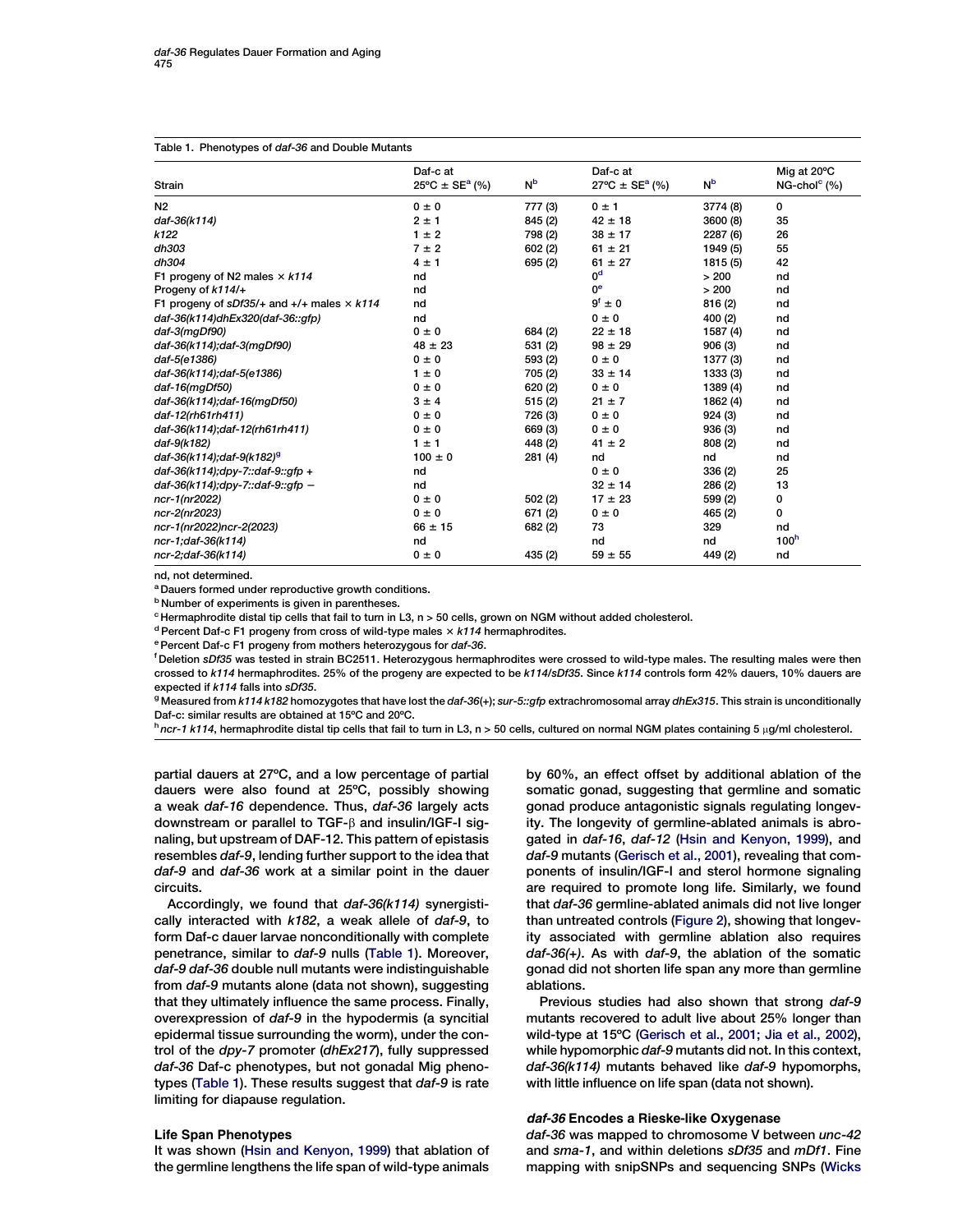Table 1. Phenotypes of *daf-36* and Double Mutants

| Strain | Daf-c at 25ºC ± SE[a] (%) | N[b] | Daf-c at 27ºC ± SE[a] (%) | N[b] | Mig at 20ºC NG-chol[c] (%) |
|---|---|---|---|---|---|
| N2 | 0 ± 0 | 777 (3) | 0 ± 1 | 3774 (8) | 0 |
| *daf-36(k114)* | 2 ± 1 | 845 (2) | 42 ± 18 | 3600 (8) | 35 |
| *k122* | 1 ± 2 | 798 (2) | 38 ± 17 | 2287 (6) | 26 |
| *dh303* | 7 ± 2 | 602 (2) | 61 ± 21 | 1949 (5) | 55 |
| *dh304* | 4 ± 1 | 695 (2) | 61 ± 27 | 1815 (5) | 42 |
| F1 progeny of N2 males × *k114* | nd | | 0[d] | > 200 | nd |
| Progeny of *k114/+* | nd | | 0[e] | > 200 | nd |
| F1 progeny of *sDf35/+* and *+/+* males × *k114* | nd | | 9[f] ± 0 | 816 (2) | nd |
| *daf-36(k114)dhEx320(daf-36::gfp)* | nd | | 0 ± 0 | 400 (2) | nd |
| *daf-3(mgDf90)* | 0 ± 0 | 684 (2) | 22 ± 18 | 1587 (4) | nd |
| *daf-36(k114);daf-3(mgDf90)* | 48 ± 23 | 531 (2) | 98 ± 29 | 906 (3) | nd |
| *daf-5(e1386)* | 0 ± 0 | 593 (2) | 0 ± 0 | 1377 (3) | nd |
| *daf-36(k114);daf-5(e1386)* | 1 ± 0 | 705 (2) | 33 ± 14 | 1333 (3) | nd |
| *daf-16(mgDf50)* | 0 ± 0 | 620 (2) | 0 ± 0 | 1389 (4) | nd |
| *daf-36(k114);daf-16(mgDf50)* | 3 ± 4 | 515 (2) | 21 ± 7 | 1862 (4) | nd |
| *daf-12(rh61rh411)* | 0 ± 0 | 726 (3) | 0 ± 0 | 924 (3) | nd |
| *daf-36(k114);daf-12(rh61rh411)* | 0 ± 0 | 669 (3) | 0 ± 0 | 936 (3) | nd |
| *daf-9(k182)* | 1 ± 1 | 448 (2) | 41 ± 2 | 808 (2) | nd |
| *daf-36(k114);daf-9(k182)*[g] | 100 ± 0 | 281 (4) | nd | nd | nd |
| *daf-36(k114);dpy-7::daf-9::gfp +* | nd | | 0 ± 0 | 336 (2) | 25 |
| *daf-36(k114);dpy-7::daf-9::gfp −* | nd | | 32 ± 14 | 286 (2) | 13 |
| *ncr-1(nr2022)* | 0 ± 0 | 502 (2) | 17 ± 23 | 599 (2) | 0 |
| *ncr-2(nr2023)* | 0 ± 0 | 671 (2) | 0 ± 0 | 465 (2) | 0 |
| *ncr-1(nr2022)ncr-2(2023)* | 66 ± 15 | 682 (2) | 73 | 329 | nd |
| *ncr-1;daf-36(k114)* | nd | | nd | nd | 100[h] |
| *ncr-2;daf-36(k114)* | 0 ± 0 | 435 (2) | 59 ± 55 | 449 (2) | nd |

nd, not determined.

[a] Dauers formed under reproductive growth conditions.

[b] Number of experiments is given in parentheses.

[c] Hermaphrodite distal tip cells that fail to turn in L3, n > 50 cells, grown on NGM without added cholesterol.

[d] Percent Daf-c F1 progeny from cross of wild-type males × *k114* hermaphrodites.

[e] Percent Daf-c F1 progeny from mothers heterozygous for *daf-36*.

[f] Deletion *sDf35* was tested in strain BC2511. Heterozygous hermaphrodites were crossed to wild-type males. The resulting males were then crossed to *k114* hermaphrodites. 25% of the progeny are expected to be *k114/sDf35*. Since *k114* controls form 42% dauers, 10% dauers are expected if *k114* falls into *sDf35*.

[g] Measured from *k114 k182* homozygotes that have lost the *daf-36*(+); *sur-5::gfp* extrachromosomal array *dhEx315*. This strain is unconditionally Daf-c: similar results are obtained at 15ºC and 20ºC.

[h] *ncr-1 k114*, hermaphrodite distal tip cells that fail to turn in L3, n > 50 cells, cultured on normal NGM plates containing 5 μg/ml cholesterol.

partial dauers at 27ºC, and a low percentage of partial dauers were also found at 25ºC, possibly showing a weak *daf-16* dependence. Thus, *daf-36* largely acts downstream or parallel to TGF-β and insulin/IGF-I signaling, but upstream of DAF-12. This pattern of epistasis resembles *daf-9*, lending further support to the idea that *daf-9* and *daf-36* work at a similar point in the dauer circuits.

Accordingly, we found that *daf-36(k114)* synergistically interacted with *k182*, a weak allele of *daf-9*, to form Daf-c dauer larvae nonconditionally with complete penetrance, similar to *daf-9* nulls (Table 1). Moreover, *daf-9 daf-36* double null mutants were indistinguishable from *daf-9* mutants alone (data not shown), suggesting that they ultimately influence the same process. Finally, overexpression of *daf-9* in the hypodermis (a syncitial epidermal tissue surrounding the worm), under the control of the *dpy-7* promoter (*dhEx217*), fully suppressed *daf-36* Daf-c phenotypes, but not gonadal Mig phenotypes (Table 1). These results suggest that *daf-9* is rate limiting for diapause regulation.

### Life Span Phenotypes

It was shown (Hsin and Kenyon, 1999) that ablation of the germline lengthens the life span of wild-type animals by 60%, an effect offset by additional ablation of the somatic gonad, suggesting that germline and somatic gonad produce antagonistic signals regulating longevity. The longevity of germline-ablated animals is abrogated in *daf-16*, *daf-12* (Hsin and Kenyon, 1999), and *daf-9* mutants (Gerisch et al., 2001), revealing that components of insulin/IGF-I and sterol hormone signaling are required to promote long life. Similarly, we found that *daf-36* germline-ablated animals did not live longer than untreated controls (Figure 2), showing that longevity associated with germline ablation also requires *daf-36(+)*. As with *daf-9*, the ablation of the somatic gonad did not shorten life span any more than germline ablations.

Previous studies had also shown that strong *daf-9* mutants recovered to adult live about 25% longer than wild-type at 15ºC (Gerisch et al., 2001; Jia et al., 2002), while hypomorphic *daf-9* mutants did not. In this context, *daf-36(k114)* mutants behaved like *daf-9* hypomorphs, with little influence on life span (data not shown).

### *daf-36* Encodes a Rieske-like Oxygenase

*daf-36* was mapped to chromosome V between *unc-42* and *sma-1*, and within deletions *sDf35* and *mDf1*. Fine mapping with snipSNPs and sequencing SNPs (Wicks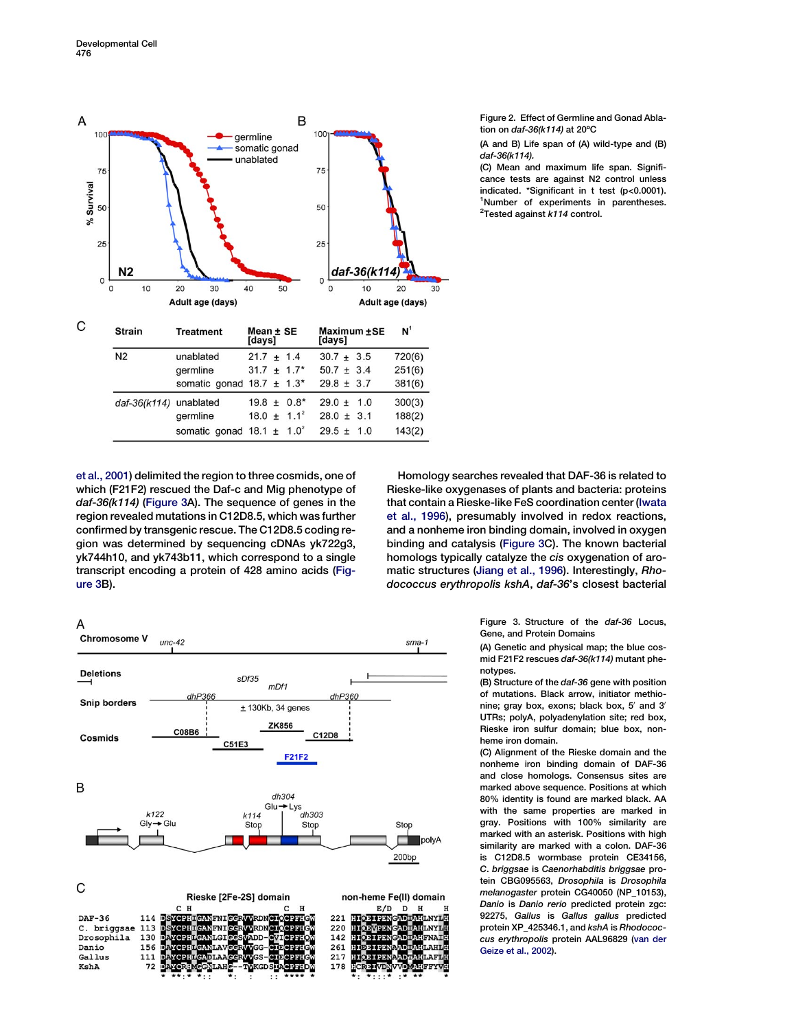Figure 2. Effect of Germline and Gonad Ablation on *daf-36(k114)* at 20ºC

(A and B) Life span of (A) wild-type and (B) *daf-36(k114)*.

(C) Mean and maximum life span. Significance tests are against N2 control unless indicated. *Significant in t test (p<0.0001). [1]Number of experiments in parentheses. [2]Tested against *k114* control.

| Strain | Treatment | Mean ± SE [days] | Maximum ±SE [days] | N[1] |
|---|---|---|---|---|
| N2 | unablated | 21.7 ± 1.4 | 30.7 ± 3.5 | 720(6) |
| | germline | 31.7 ± 1.7* | 50.7 ± 3.4 | 251(6) |
| | somatic gonad | 18.7 ± 1.3* | 29.8 ± 3.7 | 381(6) |
| *daf-36(k114)* | unablated | 19.8 ± 0.8* | 29.0 ± 1.0 | 300(3) |
| | germline | 18.0 ± 1.1[2] | 28.0 ± 3.1 | 188(2) |
| | somatic gonad | 18.1 ± 1.0[2] | 29.5 ± 1.0 | 143(2) |

et al., 2001) delimited the region to three cosmids, one of which (F21F2) rescued the Daf-c and Mig phenotype of *daf-36(k114)* (Figure 3A). The sequence of genes in the region revealed mutations in C12D8.5, which was further confirmed by transgenic rescue. The C12D8.5 coding region was determined by sequencing cDNAs yk722g3, yk744h10, and yk743b11, which correspond to a single transcript encoding a protein of 428 amino acids (Figure 3B).

Homology searches revealed that DAF-36 is related to Rieske-like oxygenases of plants and bacteria: proteins that contain a Rieske-like FeS coordination center (Iwata et al., 1996), presumably involved in redox reactions, and a nonheme iron binding domain, involved in oxygen binding and catalysis (Figure 3C). The known bacterial homologs typically catalyze the *cis* oxygenation of aromatic structures (Jiang et al., 1996). Interestingly, *Rhodococcus erythropolis kshA*, *daf-36*'s closest bacterial

Figure 3. Structure of the *daf-36* Locus, Gene, and Protein Domains

(A) Genetic and physical map; the blue cosmid F21F2 rescues *daf-36(k114)* mutant phenotypes.

(B) Structure of the *daf-36* gene with position of mutations. Black arrow, initiator methionine; gray box, exons; black box, 5′ and 3′ UTRs; polyA, polyadenylation site; red box, Rieske iron sulfur domain; blue box, nonheme iron domain.

(C) Alignment of the Rieske domain and the nonheme iron binding domain of DAF-36 and close homologs. Consensus sites are marked above sequence. Positions at which 80% identity is found are marked black. AA with the same properties are marked in gray. Positions with 100% similarity are marked with an asterisk. Positions with high similarity are marked with a colon. DAF-36 is C12D8.5 wormbase protein CE34156, *C. briggsae* is *Caenorhabditis briggsae* protein CBG095563, *Drosophila* is *Drosophila melanogaster* protein CG40050 (NP_10153), *Danio* is *Danio rerio* predicted protein zgc: 92275, *Gallus* is *Gallus gallus* predicted protein XP_425346.1, and *kshA* is *Rhodococcus erythropolis* protein AAL96829 (van der Geize et al., 2002).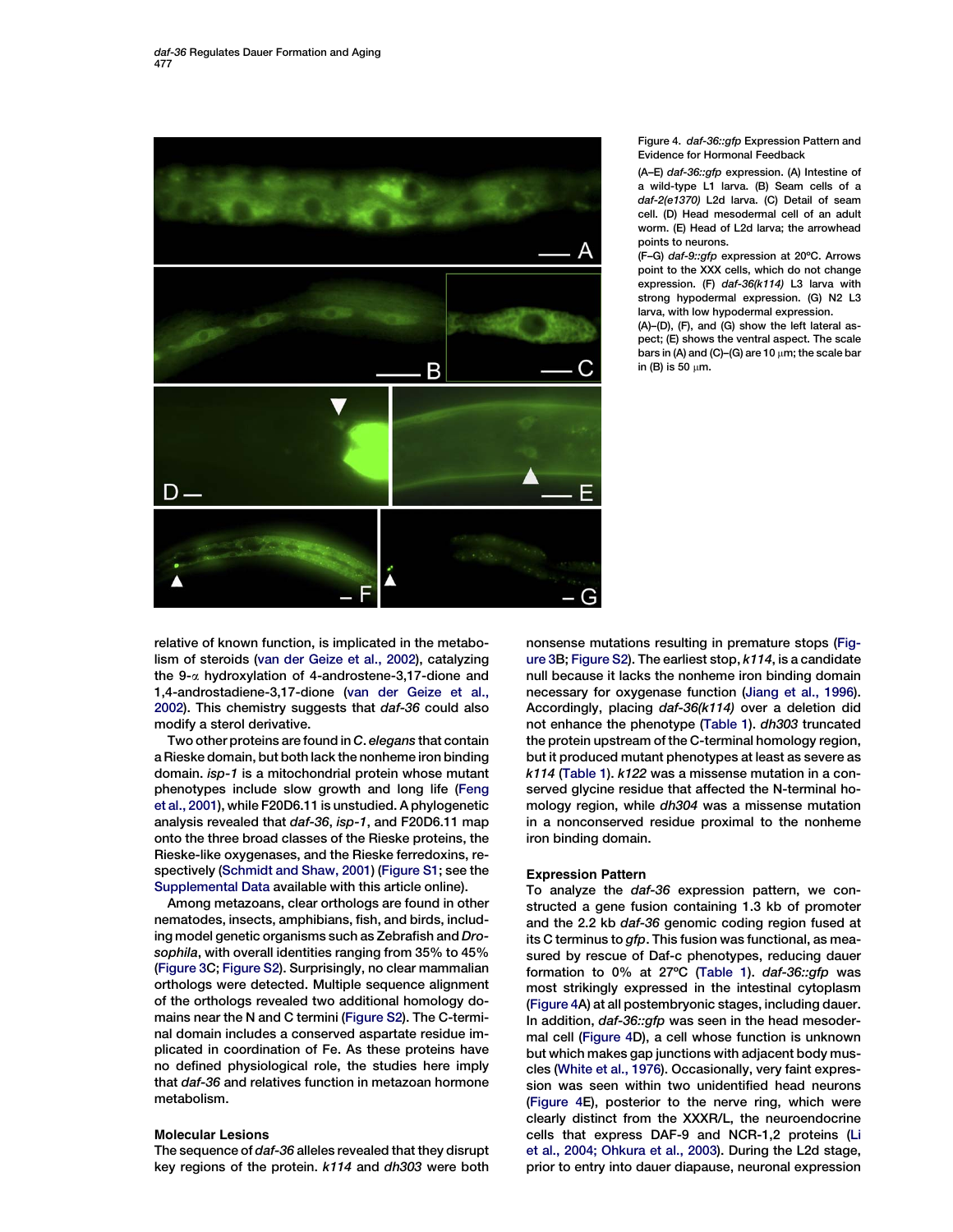Figure 4. *daf-36::gfp* Expression Pattern and Evidence for Hormonal Feedback

(A–E) *daf-36::gfp* expression. (A) Intestine of a wild-type L1 larva. (B) Seam cells of a *daf-2(e1370)* L2d larva. (C) Detail of seam cell. (D) Head mesodermal cell of an adult worm. (E) Head of L2d larva; the arrowhead points to neurons.

(F–G) *daf-9::gfp* expression at 20ºC. Arrows point to the XXX cells, which do not change expression. (F) *daf-36(k114)* L3 larva with strong hypodermal expression. (G) N2 L3 larva, with low hypodermal expression.

(A)–(D), (F), and (G) show the left lateral aspect; (E) shows the ventral aspect. The scale bars in (A) and (C)–(G) are 10 μm; the scale bar in (B) is 50 μm.

relative of known function, is implicated in the metabolism of steroids (van der Geize et al., 2002), catalyzing the 9-α hydroxylation of 4-androstene-3,17-dione and 1,4-androstadiene-3,17-dione (van der Geize et al., 2002). This chemistry suggests that *daf-36* could also modify a sterol derivative.

Two other proteins are found in *C. elegans* that contain a Rieske domain, but both lack the nonheme iron binding domain. *isp-1* is a mitochondrial protein whose mutant phenotypes include slow growth and long life (Feng et al., 2001), while F20D6.11 is unstudied. A phylogenetic analysis revealed that *daf-36*, *isp-1*, and F20D6.11 map onto the three broad classes of the Rieske proteins, the Rieske-like oxygenases, and the Rieske ferredoxins, respectively (Schmidt and Shaw, 2001) (Figure S1; see the Supplemental Data available with this article online).

Among metazoans, clear orthologs are found in other nematodes, insects, amphibians, fish, and birds, including model genetic organisms such as Zebrafish and *Drosophila*, with overall identities ranging from 35% to 45% (Figure 3C; Figure S2). Surprisingly, no clear mammalian orthologs were detected. Multiple sequence alignment of the orthologs revealed two additional homology domains near the N and C termini (Figure S2). The C-terminal domain includes a conserved aspartate residue implicated in coordination of Fe. As these proteins have no defined physiological role, the studies here imply that *daf-36* and relatives function in metazoan hormone metabolism.

### Molecular Lesions

The sequence of *daf-36* alleles revealed that they disrupt key regions of the protein. *k114* and *dh303* were both nonsense mutations resulting in premature stops (Figure 3B; Figure S2). The earliest stop, *k114*, is a candidate null because it lacks the nonheme iron binding domain necessary for oxygenase function (Jiang et al., 1996). Accordingly, placing *daf-36(k114)* over a deletion did not enhance the phenotype (Table 1). *dh303* truncated the protein upstream of the C-terminal homology region, but it produced mutant phenotypes at least as severe as *k114* (Table 1). *k122* was a missense mutation in a conserved glycine residue that affected the N-terminal homology region, while *dh304* was a missense mutation in a nonconserved residue proximal to the nonheme iron binding domain.

### Expression Pattern

To analyze the *daf-36* expression pattern, we constructed a gene fusion containing 1.3 kb of promoter and the 2.2 kb *daf-36* genomic coding region fused at its C terminus to *gfp*. This fusion was functional, as measured by rescue of Daf-c phenotypes, reducing dauer formation to 0% at 27ºC (Table 1). *daf-36::gfp* was most strikingly expressed in the intestinal cytoplasm (Figure 4A) at all postembryonic stages, including dauer. In addition, *daf-36::gfp* was seen in the head mesodermal cell (Figure 4D), a cell whose function is unknown but which makes gap junctions with adjacent body muscles (White et al., 1976). Occasionally, very faint expression was seen within two unidentified head neurons (Figure 4E), posterior to the nerve ring, which were clearly distinct from the XXXR/L, the neuroendocrine cells that express DAF-9 and NCR-1,2 proteins (Li et al., 2004; Ohkura et al., 2003). During the L2d stage, prior to entry into dauer diapause, neuronal expression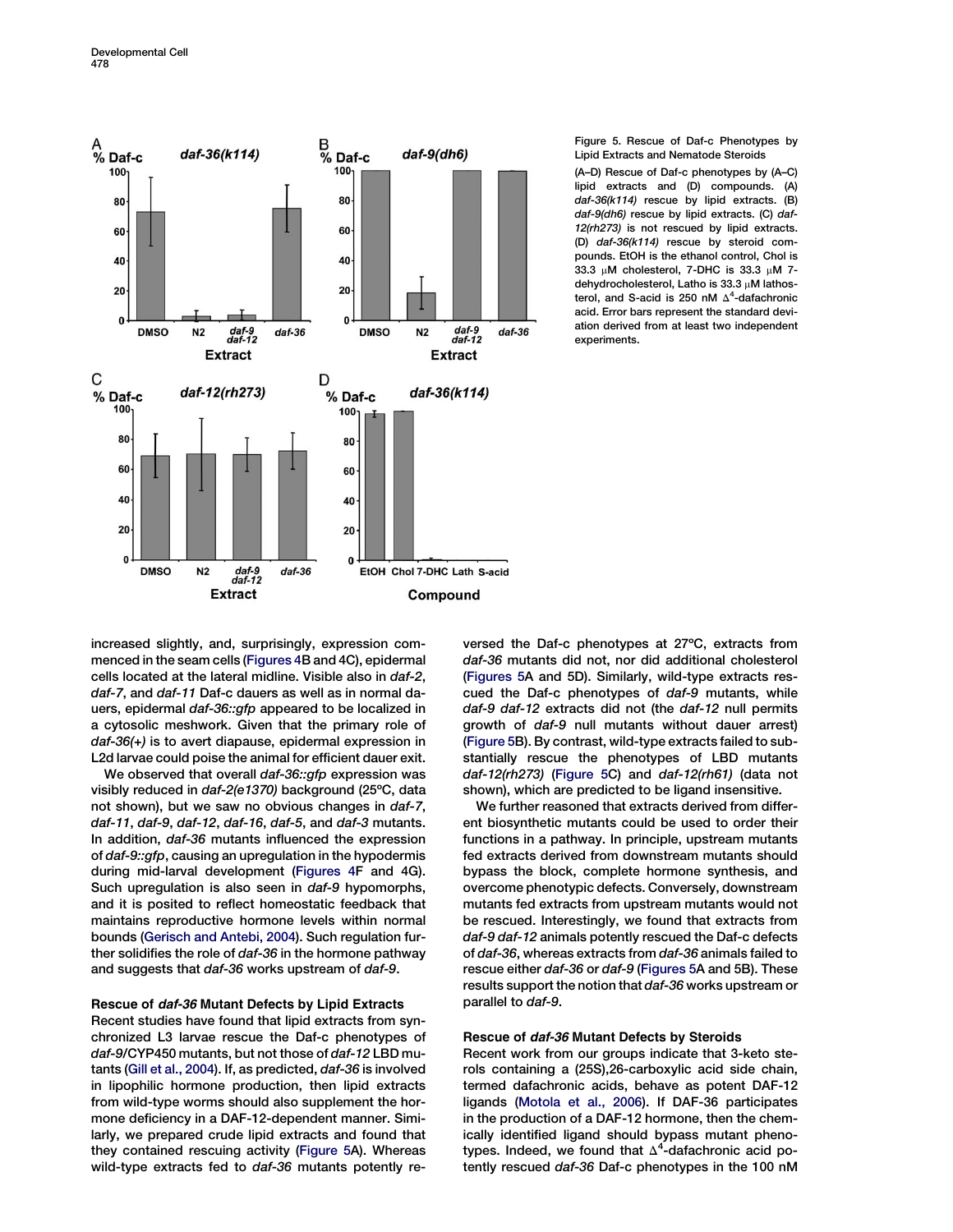Figure 5. Rescue of Daf-c Phenotypes by Lipid Extracts and Nematode Steroids

(A–D) Rescue of Daf-c phenotypes by (A–C) lipid extracts and (D) compounds. (A) *daf-36(k114)* rescue by lipid extracts. (B) *daf-9(dh6)* rescue by lipid extracts. (C) *daf-12(rh273)* is not rescued by lipid extracts. (D) *daf-36(k114)* rescue by steroid compounds. EtOH is the ethanol control, Chol is 33.3 μM cholesterol, 7-DHC is 33.3 μM 7-dehydrocholesterol, Latho is 33.3 μM lathosterol, and S-acid is 250 nM $\Delta^4$-dafachronic acid. Error bars represent the standard deviation derived from at least two independent experiments.

increased slightly, and, surprisingly, expression commenced in the seam cells (Figures 4B and 4C), epidermal cells located at the lateral midline. Visible also in *daf-2*, *daf-7*, and *daf-11* Daf-c dauers as well as in normal dauers, epidermal *daf-36::gfp* appeared to be localized in a cytosolic meshwork. Given that the primary role of *daf-36(+)* is to avert diapause, epidermal expression in L2d larvae could poise the animal for efficient dauer exit.

We observed that overall *daf-36::gfp* expression was visibly reduced in *daf-2(e1370)* background (25ºC, data not shown), but we saw no obvious changes in *daf-7*, *daf-11*, *daf-9*, *daf-12*, *daf-16*, *daf-5*, and *daf-3* mutants. In addition, *daf-36* mutants influenced the expression of *daf-9::gfp*, causing an upregulation in the hypodermis during mid-larval development (Figures 4F and 4G). Such upregulation is also seen in *daf-9* hypomorphs, and it is posited to reflect homeostatic feedback that maintains reproductive hormone levels within normal bounds (Gerisch and Antebi, 2004). Such regulation further solidifies the role of *daf-36* in the hormone pathway and suggests that *daf-36* works upstream of *daf-9*.

### Rescue of *daf-36* Mutant Defects by Lipid Extracts

Recent studies have found that lipid extracts from synchronized L3 larvae rescue the Daf-c phenotypes of *daf-9*/CYP450 mutants, but not those of *daf-12* LBD mutants (Gill et al., 2004). If, as predicted, *daf-36* is involved in lipophilic hormone production, then lipid extracts from wild-type worms should also supplement the hormone deficiency in a DAF-12-dependent manner. Similarly, we prepared crude lipid extracts and found that they contained rescuing activity (Figure 5A). Whereas wild-type extracts fed to *daf-36* mutants potently reversed the Daf-c phenotypes at 27ºC, extracts from *daf-36* mutants did not, nor did additional cholesterol (Figures 5A and 5D). Similarly, wild-type extracts rescued the Daf-c phenotypes of *daf-9* mutants, while *daf-9 daf-12* extracts did not (the *daf-12* null permits growth of *daf-9* null mutants without dauer arrest) (Figure 5B). By contrast, wild-type extracts failed to substantially rescue the phenotypes of LBD mutants *daf-12(rh273)* (Figure 5C) and *daf-12(rh61)* (data not shown), which are predicted to be ligand insensitive.

We further reasoned that extracts derived from different biosynthetic mutants could be used to order their functions in a pathway. In principle, upstream mutants fed extracts derived from downstream mutants should bypass the block, complete hormone synthesis, and overcome phenotypic defects. Conversely, downstream mutants fed extracts from upstream mutants would not be rescued. Interestingly, we found that extracts from *daf-9 daf-12* animals potently rescued the Daf-c defects of *daf-36*, whereas extracts from *daf-36* animals failed to rescue either *daf-36* or *daf-9* (Figures 5A and 5B). These results support the notion that *daf-36* works upstream or parallel to *daf-9*.

### Rescue of *daf-36* Mutant Defects by Steroids

Recent work from our groups indicate that 3-keto sterols containing a (25S),26-carboxylic acid side chain, termed dafachronic acids, behave as potent DAF-12 ligands (Motola et al., 2006). If DAF-36 participates in the production of a DAF-12 hormone, then the chemically identified ligand should bypass mutant phenotypes. Indeed, we found that $\Delta^4$-dafachronic acid potently rescued *daf-36* Daf-c phenotypes in the 100 nM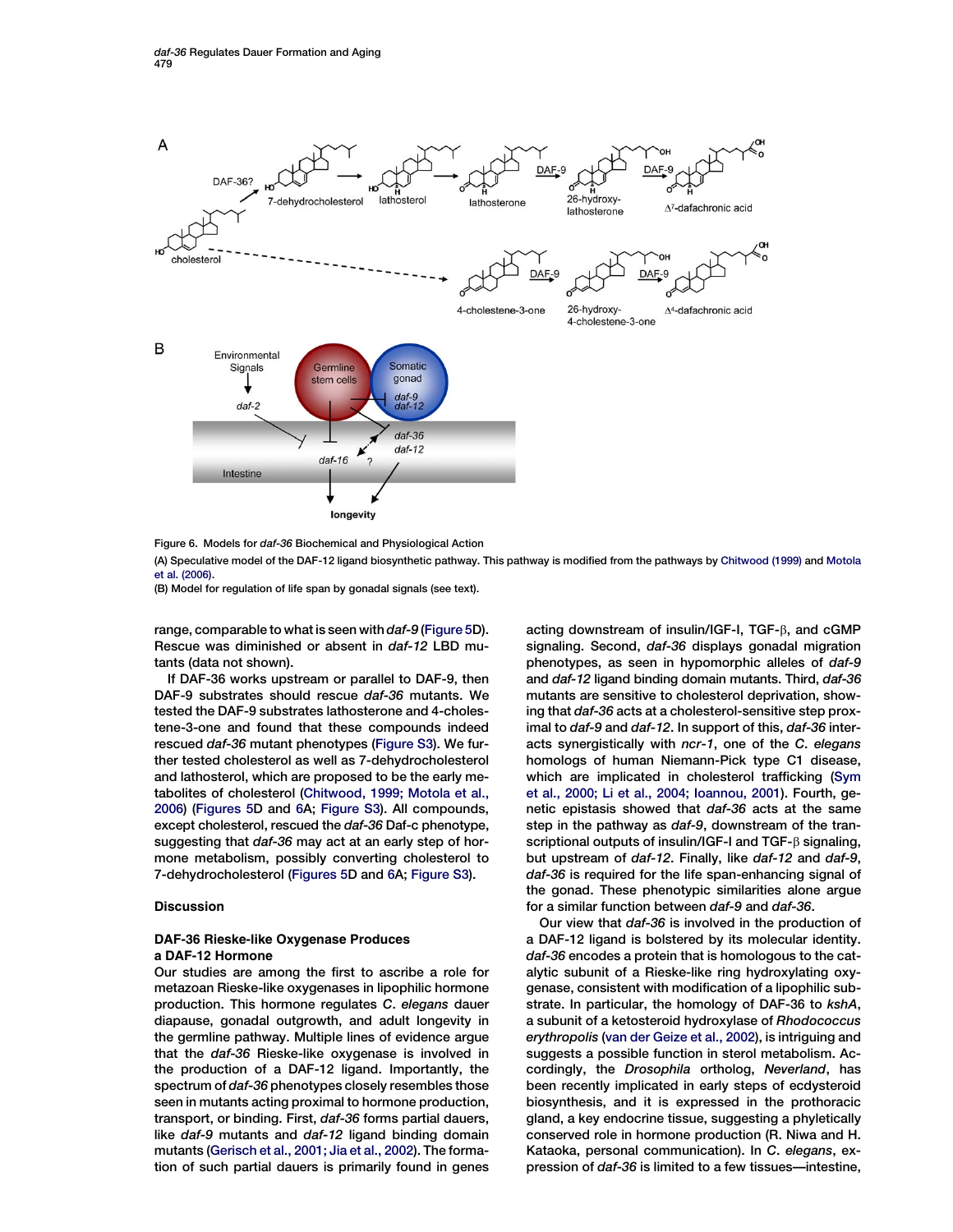Figure 6. Models for *daf-36* Biochemical and Physiological Action

(A) Speculative model of the DAF-12 ligand biosynthetic pathway. This pathway is modified from the pathways by Chitwood (1999) and Motola et al. (2006).

(B) Model for regulation of life span by gonadal signals (see text).

range, comparable to what is seen with *daf-9* (Figure 5D). Rescue was diminished or absent in *daf-12* LBD mutants (data not shown).

If DAF-36 works upstream or parallel to DAF-9, then DAF-9 substrates should rescue *daf-36* mutants. We tested the DAF-9 substrates lathosterone and 4-cholestene-3-one and found that these compounds indeed rescued *daf-36* mutant phenotypes (Figure S3). We further tested cholesterol as well as 7-dehydrocholesterol and lathosterol, which are proposed to be the early metabolites of cholesterol (Chitwood, 1999; Motola et al., 2006) (Figures 5D and 6A; Figure S3). All compounds, except cholesterol, rescued the *daf-36* Daf-c phenotype, suggesting that *daf-36* may act at an early step of hormone metabolism, possibly converting cholesterol to 7-dehydrocholesterol (Figures 5D and 6A; Figure S3).

## Discussion

### DAF-36 Rieske-like Oxygenase Produces a DAF-12 Hormone

Our studies are among the first to ascribe a role for metazoan Rieske-like oxygenases in lipophilic hormone production. This hormone regulates *C. elegans* dauer diapause, gonadal outgrowth, and adult longevity in the germline pathway. Multiple lines of evidence argue that the *daf-36* Rieske-like oxygenase is involved in the production of a DAF-12 ligand. Importantly, the spectrum of *daf-36* phenotypes closely resembles those seen in mutants acting proximal to hormone production, transport, or binding. First, *daf-36* forms partial dauers, like *daf-9* mutants and *daf-12* ligand binding domain mutants (Gerisch et al., 2001; Jia et al., 2002). The formation of such partial dauers is primarily found in genes acting downstream of insulin/IGF-I, TGF-β, and cGMP signaling. Second, *daf-36* displays gonadal migration phenotypes, as seen in hypomorphic alleles of *daf-9* and *daf-12* ligand binding domain mutants. Third, *daf-36* mutants are sensitive to cholesterol deprivation, showing that *daf-36* acts at a cholesterol-sensitive step proximal to *daf-9* and *daf-12*. In support of this, *daf-36* interacts synergistically with *ncr-1*, one of the *C. elegans* homologs of human Niemann-Pick type C1 disease, which are implicated in cholesterol trafficking (Sym et al., 2000; Li et al., 2004; Ioannou, 2001). Fourth, genetic epistasis showed that *daf-36* acts at the same step in the pathway as *daf-9*, downstream of the transcriptional outputs of insulin/IGF-I and TGF-β signaling, but upstream of *daf-12*. Finally, like *daf-12* and *daf-9*, *daf-36* is required for the life span-enhancing signal of the gonad. These phenotypic similarities alone argue for a similar function between *daf-9* and *daf-36*.

Our view that *daf-36* is involved in the production of a DAF-12 ligand is bolstered by its molecular identity. *daf-36* encodes a protein that is homologous to the catalytic subunit of a Rieske-like ring hydroxylating oxygenase, consistent with modification of a lipophilic substrate. In particular, the homology of DAF-36 to *kshA*, a subunit of a ketosteroid hydroxylase of *Rhodococcus erythropolis* (van der Geize et al., 2002), is intriguing and suggests a possible function in sterol metabolism. Accordingly, the *Drosophila* ortholog, *Neverland*, has been recently implicated in early steps of ecdysteroid biosynthesis, and it is expressed in the prothoracic gland, a key endocrine tissue, suggesting a phyletically conserved role in hormone production (R. Niwa and H. Kataoka, personal communication). In *C. elegans*, expression of *daf-36* is limited to a few tissues—intestine,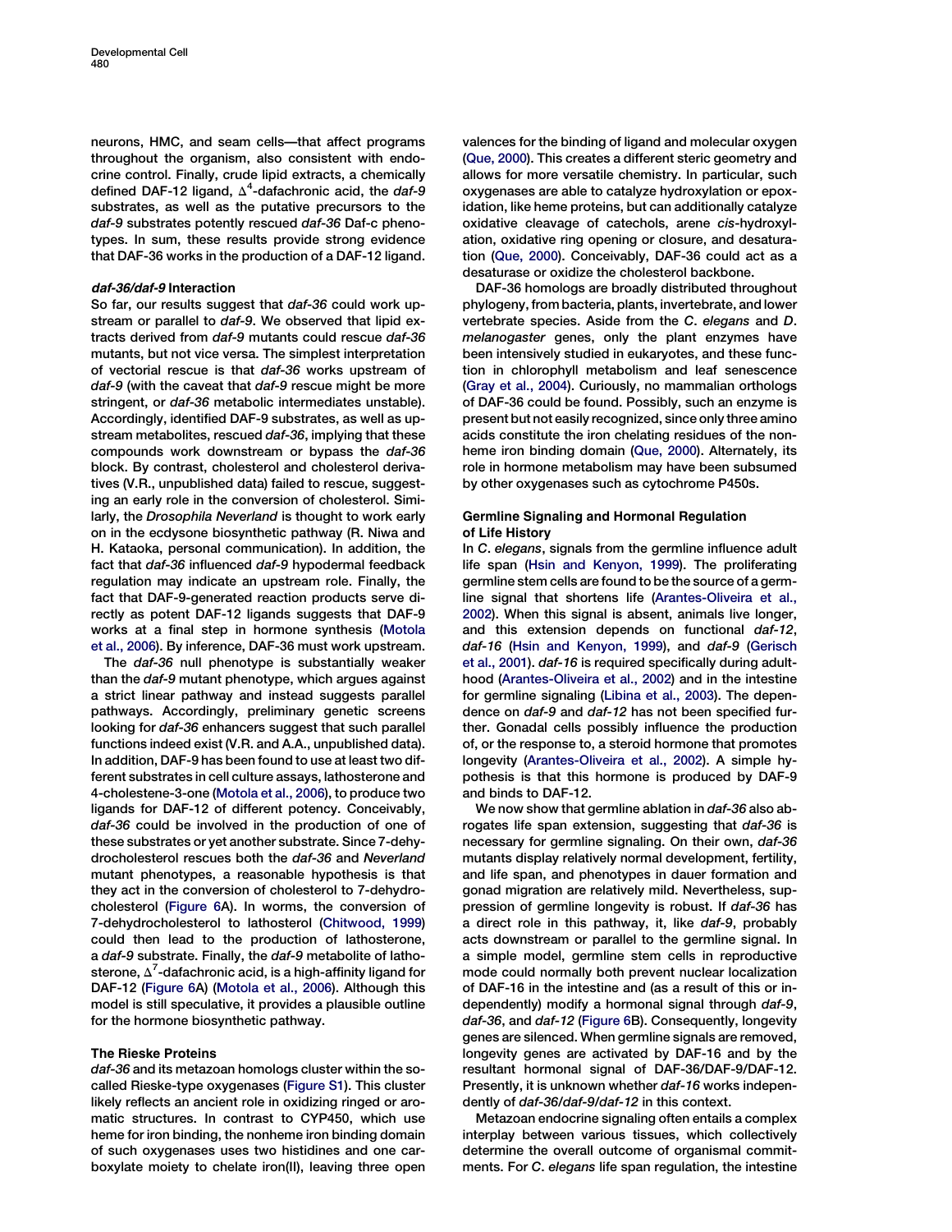neurons, HMC, and seam cells—that affect programs throughout the organism, also consistent with endocrine control. Finally, crude lipid extracts, a chemically defined DAF-12 ligand, $\Delta^4$-dafachronic acid, the *daf-9* substrates, as well as the putative precursors to the *daf-9* substrates potently rescued *daf-36* Daf-c phenotypes. In sum, these results provide strong evidence that DAF-36 works in the production of a DAF-12 ligand.

#### *daf-36/daf-9* Interaction

So far, our results suggest that *daf-36* could work upstream or parallel to *daf-9*. We observed that lipid extracts derived from *daf-9* mutants could rescue *daf-36* mutants, but not vice versa. The simplest interpretation of vectorial rescue is that *daf-36* works upstream of *daf-9* (with the caveat that *daf-9* rescue might be more stringent, or *daf-36* metabolic intermediates unstable). Accordingly, identified DAF-9 substrates, as well as upstream metabolites, rescued *daf-36*, implying that these compounds work downstream or bypass the *daf-36* block. By contrast, cholesterol and cholesterol derivatives (V.R., unpublished data) failed to rescue, suggesting an early role in the conversion of cholesterol. Similarly, the *Drosophila Neverland* is thought to work early on in the ecdysone biosynthetic pathway (R. Niwa and H. Kataoka, personal communication). In addition, the fact that *daf-36* influenced *daf-9* hypodermal feedback regulation may indicate an upstream role. Finally, the fact that DAF-9-generated reaction products serve directly as potent DAF-12 ligands suggests that DAF-9 works at a final step in hormone synthesis (Motola et al., 2006). By inference, DAF-36 must work upstream.

The *daf-36* null phenotype is substantially weaker than the *daf-9* mutant phenotype, which argues against a strict linear pathway and instead suggests parallel pathways. Accordingly, preliminary genetic screens looking for *daf-36* enhancers suggest that such parallel functions indeed exist (V.R. and A.A., unpublished data). In addition, DAF-9 has been found to use at least two different substrates in cell culture assays, lathosterone and 4-cholestene-3-one (Motola et al., 2006), to produce two ligands for DAF-12 of different potency. Conceivably, *daf-36* could be involved in the production of one of these substrates or yet another substrate. Since 7-dehydrocholesterol rescues both the *daf-36* and *Neverland* mutant phenotypes, a reasonable hypothesis is that they act in the conversion of cholesterol to 7-dehydrocholesterol (Figure 6A). In worms, the conversion of 7-dehydrocholesterol to lathosterol (Chitwood, 1999) could then lead to the production of lathosterone, a *daf-9* substrate. Finally, the *daf-9* metabolite of lathosterone, $\Delta^7$-dafachronic acid, is a high-affinity ligand for DAF-12 (Figure 6A) (Motola et al., 2006). Although this model is still speculative, it provides a plausible outline for the hormone biosynthetic pathway.

#### The Rieske Proteins

*daf-36* and its metazoan homologs cluster within the so-called Rieske-type oxygenases (Figure S1). This cluster likely reflects an ancient role in oxidizing ringed or aromatic structures. In contrast to CYP450, which use heme for iron binding, the nonheme iron binding domain of such oxygenases uses two histidines and one carboxylate moiety to chelate iron(II), leaving three open valences for the binding of ligand and molecular oxygen (Que, 2000). This creates a different steric geometry and allows for more versatile chemistry. In particular, such oxygenases are able to catalyze hydroxylation or epoxidation, like heme proteins, but can additionally catalyze oxidative cleavage of catechols, arene *cis*-hydroxylation, oxidative ring opening or closure, and desaturation (Que, 2000). Conceivably, DAF-36 could act as a desaturase or oxidize the cholesterol backbone.

DAF-36 homologs are broadly distributed throughout phylogeny, from bacteria, plants, invertebrate, and lower vertebrate species. Aside from the *C. elegans* and *D. melanogaster* genes, only the plant enzymes have been intensively studied in eukaryotes, and these function in chlorophyll metabolism and leaf senescence (Gray et al., 2004). Curiously, no mammalian orthologs of DAF-36 could be found. Possibly, such an enzyme is present but not easily recognized, since only three amino acids constitute the iron chelating residues of the nonheme iron binding domain (Que, 2000). Alternately, its role in hormone metabolism may have been subsumed by other oxygenases such as cytochrome P450s.

#### Germline Signaling and Hormonal Regulation of Life History

In *C. elegans*, signals from the germline influence adult life span (Hsin and Kenyon, 1999). The proliferating germline stem cells are found to be the source of a germline signal that shortens life (Arantes-Oliveira et al., 2002). When this signal is absent, animals live longer, and this extension depends on functional *daf-12*, *daf-16* (Hsin and Kenyon, 1999), and *daf-9* (Gerisch et al., 2001). *daf-16* is required specifically during adulthood (Arantes-Oliveira et al., 2002) and in the intestine for germline signaling (Libina et al., 2003). The dependence on *daf-9* and *daf-12* has not been specified further. Gonadal cells possibly influence the production of, or the response to, a steroid hormone that promotes longevity (Arantes-Oliveira et al., 2002). A simple hypothesis is that this hormone is produced by DAF-9 and binds to DAF-12.

We now show that germline ablation in *daf-36* also abrogates life span extension, suggesting that *daf-36* is necessary for germline signaling. On their own, *daf-36* mutants display relatively normal development, fertility, and life span, and phenotypes in dauer formation and gonad migration are relatively mild. Nevertheless, suppression of germline longevity is robust. If *daf-36* has a direct role in this pathway, it, like *daf-9*, probably acts downstream or parallel to the germline signal. In a simple model, germline stem cells in reproductive mode could normally both prevent nuclear localization of DAF-16 in the intestine and (as a result of this or independently) modify a hormonal signal through *daf-9*, *daf-36*, and *daf-12* (Figure 6B). Consequently, longevity genes are silenced. When germline signals are removed, longevity genes are activated by DAF-16 and by the resultant hormonal signal of DAF-36/DAF-9/DAF-12. Presently, it is unknown whether *daf-16* works independently of *daf-36/daf-9/daf-12* in this context.

Metazoan endocrine signaling often entails a complex interplay between various tissues, which collectively determine the overall outcome of organismal commitments. For *C. elegans* life span regulation, the intestine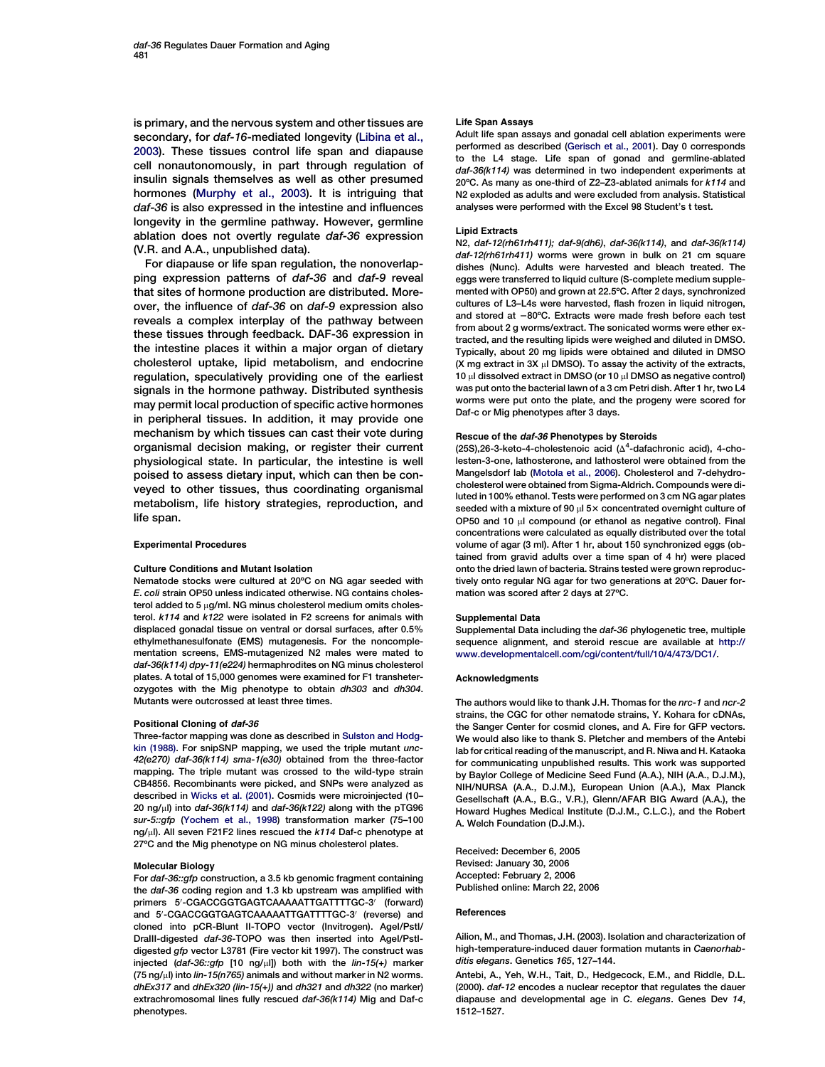is primary, and the nervous system and other tissues are secondary, for *daf-16*-mediated longevity (Libina et al., 2003). These tissues control life span and diapause cell nonautonomously, in part through regulation of insulin signals themselves as well as other presumed hormones (Murphy et al., 2003). It is intriguing that *daf-36* is also expressed in the intestine and influences longevity in the germline pathway. However, germline ablation does not overtly regulate *daf-36* expression (V.R. and A.A., unpublished data).

For diapause or life span regulation, the nonoverlapping expression patterns of *daf-36* and *daf-9* reveal that sites of hormone production are distributed. Moreover, the influence of *daf-36* on *daf-9* expression also reveals a complex interplay of the pathway between these tissues through feedback. DAF-36 expression in the intestine places it within a major organ of dietary cholesterol uptake, lipid metabolism, and endocrine regulation, speculatively providing one of the earliest signals in the hormone pathway. Distributed synthesis may permit local production of specific active hormones in peripheral tissues. In addition, it may provide one mechanism by which tissues can cast their vote during organismal decision making, or register their current physiological state. In particular, the intestine is well poised to assess dietary input, which can then be conveyed to other tissues, thus coordinating organismal metabolism, life history strategies, reproduction, and life span.

## Experimental Procedures

### Culture Conditions and Mutant Isolation

Nematode stocks were cultured at 20ºC on NG agar seeded with *E. coli* strain OP50 unless indicated otherwise. NG contains cholesterol added to 5 μg/ml. NG minus cholesterol medium omits cholesterol. *k114* and *k122* were isolated in F2 screens for animals with displaced gonadal tissue on ventral or dorsal surfaces, after 0.5% ethylmethanesulfonate (EMS) mutagenesis. For the noncomplementation screens, EMS-mutagenized N2 males were mated to *daf-36(k114) dpy-11(e224)* hermaphrodites on NG minus cholesterol plates. A total of 15,000 genomes were examined for F1 transheterozygotes with the Mig phenotype to obtain *dh303* and *dh304*. Mutants were outcrossed at least three times.

### Positional Cloning of *daf-36*

Three-factor mapping was done as described in Sulston and Hodgkin (1988). For snipSNP mapping, we used the triple mutant *unc-42(e270) daf-36(k114) sma-1(e30)* obtained from the three-factor mapping. The triple mutant was crossed to the wild-type strain CB4856. Recombinants were picked, and SNPs were analyzed as described in Wicks et al. (2001). Cosmids were microinjected (10–20 ng/μl) into *daf-36(k114)* and *daf-36(k122)* along with the pTG96 *sur-5::gfp* (Yochem et al., 1998) transformation marker (75–100 ng/μl). All seven F21F2 lines rescued the *k114* Daf-c phenotype at 27ºC and the Mig phenotype on NG minus cholesterol plates.

### Molecular Biology

For *daf-36::gfp* construction, a 3.5 kb genomic fragment containing the *daf-36* coding region and 1.3 kb upstream was amplified with primers 5′-CGACCGGTGAGTCAAAAATTGATTTTGC-3′ (forward) and 5′-CGACCGGTGAGTCAAAAATTGATTTTGC-3′ (reverse) and cloned into pCR-Blunt II-TOPO vector (Invitrogen). AgeI/PstI/DraIII-digested *daf-36*-TOPO was then inserted into AgeI/PstI-digested *gfp* vector L3781 (Fire vector kit 1997). The construct was injected (*daf-36::gfp* [10 ng/μl]) both with the *lin-15(+)* marker (75 ng/μl) into *lin-15(n765)* animals and without marker in N2 worms. *dhEx317* and *dhEx320 (lin-15(+))* and *dh321* and *dh322* (no marker) extrachromosomal lines fully rescued *daf-36(k114)* Mig and Daf-c phenotypes.

### Life Span Assays

Adult life span assays and gonadal cell ablation experiments were performed as described (Gerisch et al., 2001). Day 0 corresponds to the L4 stage. Life span of gonad and germline-ablated *daf-36(k114)* was determined in two independent experiments at 20ºC. As many as one-third of Z2–Z3-ablated animals for *k114* and N2 exploded as adults and were excluded from analysis. Statistical analyses were performed with the Excel 98 Student's t test.

### Lipid Extracts

N2, *daf-12(rh61rh411); daf-9(dh6)*, *daf-36(k114)*, and *daf-36(k114) daf-12(rh61rh411)* worms were grown in bulk on 21 cm square dishes (Nunc). Adults were harvested and bleach treated. The eggs were transferred to liquid culture (S-complete medium supplemented with OP50) and grown at 22.5ºC. After 2 days, synchronized cultures of L3–L4s were harvested, flash frozen in liquid nitrogen, and stored at −80ºC. Extracts were made fresh before each test from about 2 g worms/extract. The sonicated worms were ether extracted, and the resulting lipids were weighed and diluted in DMSO. Typically, about 20 mg lipids were obtained and diluted in DMSO (X mg extract in 3X μl DMSO). To assay the activity of the extracts, 10 μl dissolved extract in DMSO (or 10 μl DMSO as negative control) was put onto the bacterial lawn of a 3 cm Petri dish. After 1 hr, two L4 worms were put onto the plate, and the progeny were scored for Daf-c or Mig phenotypes after 3 days.

### Rescue of the *daf-36* Phenotypes by Steroids

(25S),26-3-keto-4-cholestenoic acid ($\Delta^4$-dafachronic acid), 4-cholesten-3-one, lathosterone, and lathosterol were obtained from the Mangelsdorf lab (Motola et al., 2006). Cholesterol and 7-dehydrocholesterol were obtained from Sigma-Aldrich. Compounds were diluted in 100% ethanol. Tests were performed on 3 cm NG agar plates seeded with a mixture of 90 μl 5× concentrated overnight culture of OP50 and 10 μl compound (or ethanol as negative control). Final concentrations were calculated as equally distributed over the total volume of agar (3 ml). After 1 hr, about 150 synchronized eggs (obtained from gravid adults over a time span of 4 hr) were placed onto the dried lawn of bacteria. Strains tested were grown reproductively onto regular NG agar for two generations at 20ºC. Dauer formation was scored after 2 days at 27ºC.

### Supplemental Data

Supplemental Data including the *daf-36* phylogenetic tree, multiple sequence alignment, and steroid rescue are available at http://www.developmentalcell.com/cgi/content/full/10/4/473/DC1/.

## Acknowledgments

The authors would like to thank J.H. Thomas for the *nrc-1* and *ncr-2* strains, the CGC for other nematode strains, Y. Kohara for cDNAs, the Sanger Center for cosmid clones, and A. Fire for GFP vectors. We would also like to thank S. Pletcher and members of the Antebi lab for critical reading of the manuscript, and R. Niwa and H. Kataoka for communicating unpublished results. This work was supported by Baylor College of Medicine Seed Fund (A.A.), NIH (A.A., D.J.M.), NIH/NURSA (A.A., D.J.M.), European Union (A.A.), Max Planck Gesellschaft (A.A., B.G., V.R.), Glenn/AFAR BIG Award (A.A.), the Howard Hughes Medical Institute (D.J.M., C.L.C.), and the Robert A. Welch Foundation (D.J.M.).

Received: December 6, 2005
Revised: January 30, 2006
Accepted: February 2, 2006
Published online: March 22, 2006

## References

Ailion, M., and Thomas, J.H. (2003). Isolation and characterization of high-temperature-induced dauer formation mutants in *Caenorhabditis elegans*. Genetics *165*, 127–144.

Antebi, A., Yeh, W.H., Tait, D., Hedgecock, E.M., and Riddle, D.L. (2000). *daf-12* encodes a nuclear receptor that regulates the dauer diapause and developmental age in *C. elegans*. Genes Dev *14*, 1512–1527.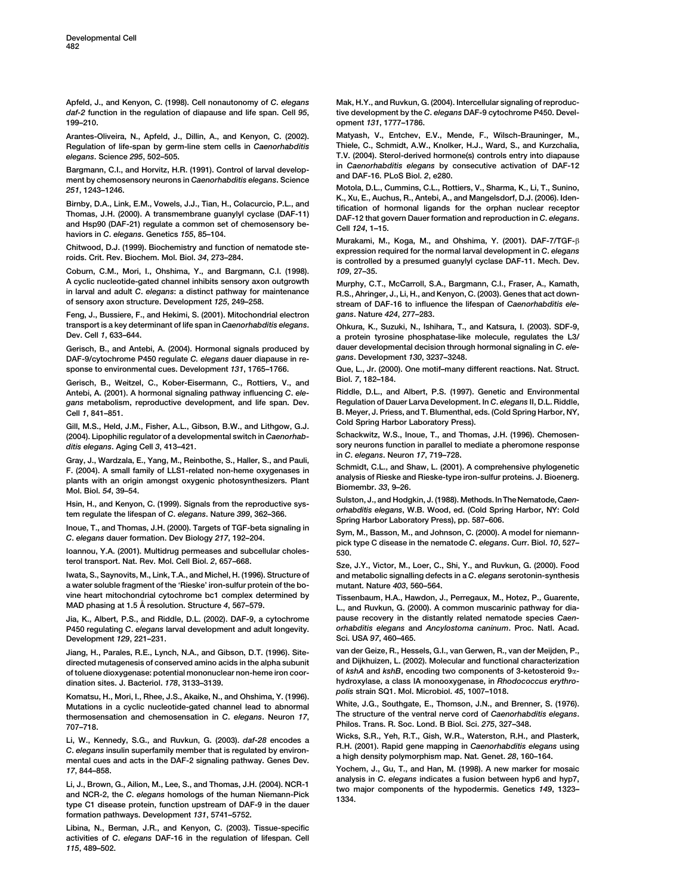Apfeld, J., and Kenyon, C. (1998). Cell nonautonomy of *C. elegans daf-2* function in the regulation of diapause and life span. Cell *95*, 199–210.

Arantes-Oliveira, N., Apfeld, J., Dillin, A., and Kenyon, C. (2002). Regulation of life-span by germ-line stem cells in *Caenorhabditis elegans*. Science *295*, 502–505.

Bargmann, C.I., and Horvitz, H.R. (1991). Control of larval development by chemosensory neurons in *Caenorhabditis elegans*. Science *251*, 1243–1246.

Birnby, D.A., Link, E.M., Vowels, J.J., Tian, H., Colacurcio, P.L., and Thomas, J.H. (2000). A transmembrane guanylyl cyclase (DAF-11) and Hsp90 (DAF-21) regulate a common set of chemosensory behaviors in *C. elegans*. Genetics *155*, 85–104.

Chitwood, D.J. (1999). Biochemistry and function of nematode steroids. Crit. Rev. Biochem. Mol. Biol. *34*, 273–284.

Coburn, C.M., Mori, I., Ohshima, Y., and Bargmann, C.I. (1998). A cyclic nucleotide-gated channel inhibits sensory axon outgrowth in larval and adult *C. elegans*: a distinct pathway for maintenance of sensory axon structure. Development *125*, 249–258.

Feng, J., Bussiere, F., and Hekimi, S. (2001). Mitochondrial electron transport is a key determinant of life span in *Caenorhabditis elegans*. Dev. Cell *1*, 633–644.

Gerisch, B., and Antebi, A. (2004). Hormonal signals produced by DAF-9/cytochrome P450 regulate *C. elegans* dauer diapause in response to environmental cues. Development *131*, 1765–1776.

Gerisch, B., Weitzel, C., Kober-Eisermann, C., Rottiers, V., and Antebi, A. (2001). A hormonal signaling pathway influencing *C. elegans* metabolism, reproductive development, and life span. Dev. Cell *1*, 841–851.

Gill, M.S., Held, J.M., Fisher, A.L., Gibson, B.W., and Lithgow, G.J. (2004). Lipophilic regulator of a developmental switch in *Caenorhabditis elegans*. Aging Cell *3*, 413–421.

Gray, J., Wardzala, E., Yang, M., Reinbothe, S., Haller, S., and Pauli, F. (2004). A small family of LLS1-related non-heme oxygenases in plants with an origin amongst oxygenic photosynthesizers. Plant Mol. Biol. *54*, 39–54.

Hsin, H., and Kenyon, C. (1999). Signals from the reproductive system regulate the lifespan of *C. elegans*. Nature *399*, 362–366.

Inoue, T., and Thomas, J.H. (2000). Targets of TGF-beta signaling in *C. elegans* dauer formation. Dev Biology *217*, 192–204.

Ioannou, Y.A. (2001). Multidrug permeases and subcellular cholesterol transport. Nat. Rev. Mol. Cell Biol. *2*, 657–668.

Iwata, S., Saynovits, M., Link, T.A., and Michel, H. (1996). Structure of a water soluble fragment of the 'Rieske' iron-sulfur protein of the bovine heart mitochondrial cytochrome bc1 complex determined by MAD phasing at 1.5 Å resolution. Structure *4*, 567–579.

Jia, K., Albert, P.S., and Riddle, D.L. (2002). DAF-9, a cytochrome P450 regulating *C. elegans* larval development and adult longevity. Development *129*, 221–231.

Jiang, H., Parales, R.E., Lynch, N.A., and Gibson, D.T. (1996). Site-directed mutagenesis of conserved amino acids in the alpha subunit of toluene dioxygenase: potential mononuclear non-heme iron coordination sites. J. Bacteriol. *178*, 3133–3139.

Komatsu, H., Mori, I., Rhee, J.S., Akaike, N., and Ohshima, Y. (1996). Mutations in a cyclic nucleotide-gated channel lead to abnormal thermosensation and chemosensation in *C. elegans*. Neuron *17*, 707–718.

Li, W., Kennedy, S.G., and Ruvkun, G. (2003). *daf-28* encodes a *C. elegans* insulin superfamily member that is regulated by environmental cues and acts in the DAF-2 signaling pathway. Genes Dev. *17*, 844–858.

Li, J., Brown, G., Ailion, M., Lee, S., and Thomas, J.H. (2004). NCR-1 and NCR-2, the *C. elegans* homologs of the human Niemann-Pick type C1 disease protein, function upstream of DAF-9 in the dauer formation pathways. Development *131*, 5741–5752.

Libina, N., Berman, J.R., and Kenyon, C. (2003). Tissue-specific activities of *C. elegans* DAF-16 in the regulation of lifespan. Cell *115*, 489–502.

Mak, H.Y., and Ruvkun, G. (2004). Intercellular signaling of reproductive development by the *C. elegans* DAF-9 cytochrome P450. Development *131*, 1777–1786.

Matyash, V., Entchev, E.V., Mende, F., Wilsch-Brauninger, M., Thiele, C., Schmidt, A.W., Knolker, H.J., Ward, S., and Kurzchalia, T.V. (2004). Sterol-derived hormone(s) controls entry into diapause in *Caenorhabditis elegans* by consecutive activation of DAF-12 and DAF-16. PLoS Biol. *2*, e280.

Motola, D.L., Cummins, C.L., Rottiers, V., Sharma, K., Li, T., Sunino, K., Xu, E., Auchus, R., Antebi, A., and Mangelsdorf, D.J. (2006). Identification of hormonal ligands for the orphan nuclear receptor DAF-12 that govern Dauer formation and reproduction in *C. elegans*. Cell *124*, 1–15.

Murakami, M., Koga, M., and Ohshima, Y. (2001). DAF-7/TGF-β expression required for the normal larval development in *C. elegans* is controlled by a presumed guanylyl cyclase DAF-11. Mech. Dev. *109*, 27–35.

Murphy, C.T., McCarroll, S.A., Bargmann, C.I., Fraser, A., Kamath, R.S., Ahringer, J., Li, H., and Kenyon, C. (2003). Genes that act downstream of DAF-16 to influence the lifespan of *Caenorhabditis elegans*. Nature *424*, 277–283.

Ohkura, K., Suzuki, N., Ishihara, T., and Katsura, I. (2003). SDF-9, a protein tyrosine phosphatase-like molecule, regulates the L3/dauer developmental decision through hormonal signaling in *C. elegans*. Development *130*, 3237–3248.

Que, L., Jr. (2000). One motif–many different reactions. Nat. Struct. Biol. *7*, 182–184.

Riddle, D.L., and Albert, P.S. (1997). Genetic and Environmental Regulation of Dauer Larva Development. In *C. elegans* II, D.L. Riddle, B. Meyer, J. Priess, and T. Blumenthal, eds. (Cold Spring Harbor, NY, Cold Spring Harbor Laboratory Press).

Schackwitz, W.S., Inoue, T., and Thomas, J.H. (1996). Chemosensory neurons function in parallel to mediate a pheromone response in *C. elegans*. Neuron *17*, 719–728.

Schmidt, C.L., and Shaw, L. (2001). A comprehensive phylogenetic analysis of Rieske and Rieske-type iron-sulfur proteins. J. Bioenerg. Biomembr. *33*, 9–26.

Sulston, J., and Hodgkin, J. (1988). Methods. In The Nematode, *Caenorhabditis elegans*, W.B. Wood, ed. (Cold Spring Harbor, NY: Cold Spring Harbor Laboratory Press), pp. 587–606.

Sym, M., Basson, M., and Johnson, C. (2000). A model for niemann-pick type C disease in the nematode *C. elegans*. Curr. Biol. *10*, 527–530.

Sze, J.Y., Victor, M., Loer, C., Shi, Y., and Ruvkun, G. (2000). Food and metabolic signalling defects in a *C. elegans* serotonin-synthesis mutant. Nature *403*, 560–564.

Tissenbaum, H.A., Hawdon, J., Perregaux, M., Hotez, P., Guarente, L., and Ruvkun, G. (2000). A common muscarinic pathway for diapause recovery in the distantly related nematode species *Caenorhabditis elegans* and *Ancylostoma caninum*. Proc. Natl. Acad. Sci. USA *97*, 460–465.

van der Geize, R., Hessels, G.I., van Gerwen, R., van der Meijden, P., and Dijkhuizen, L. (2002). Molecular and functional characterization of *kshA* and *kshB*, encoding two components of 3-ketosteroid 9α-hydroxylase, a class IA monooxygenase, in *Rhodococcus erythropolis* strain SQ1. Mol. Microbiol. *45*, 1007–1018.

White, J.G., Southgate, E., Thomson, J.N., and Brenner, S. (1976). The structure of the ventral nerve cord of *Caenorhabditis elegans*. Philos. Trans. R. Soc. Lond. B Biol. Sci. *275*, 327–348.

Wicks, S.R., Yeh, R.T., Gish, W.R., Waterston, R.H., and Plasterk, R.H. (2001). Rapid gene mapping in *Caenorhabditis elegans* using a high density polymorphism map. Nat. Genet. *28*, 160–164.

Yochem, J., Gu, T., and Han, M. (1998). A new marker for mosaic analysis in *C. elegans* indicates a fusion between hyp6 and hyp7, two major components of the hypodermis. Genetics *149*, 1323–1334.